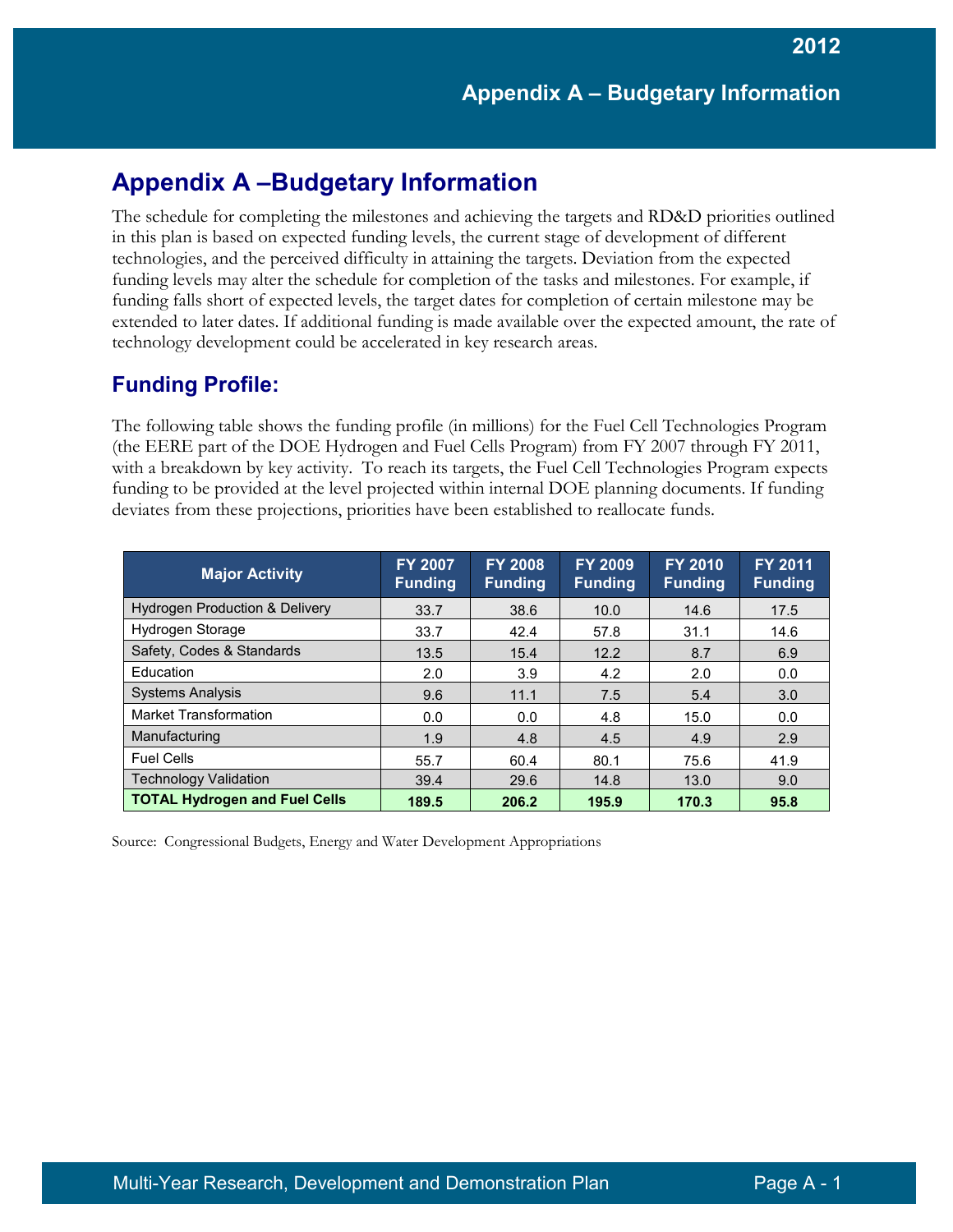# Appendix A –Budgetary Information

The schedule for completing the milestones and achieving the targets and RD&D priorities outlined in this plan is based on expected funding levels, the current stage of development of different technologies, and the perceived difficulty in attaining the targets. Deviation from the expected funding levels may alter the schedule for completion of the tasks and milestones. For example, if funding falls short of expected levels, the target dates for completion of certain milestone may be extended to later dates. If additional funding is made available over the expected amount, the rate of technology development could be accelerated in key research areas.

## Funding Profile:

The following table shows the funding profile (in millions) for the Fuel Cell Technologies Program (the EERE part of the DOE Hydrogen and Fuel Cells Program) from FY 2007 through FY 2011, with a breakdown by key activity. To reach its targets, the Fuel Cell Technologies Program expects funding to be provided at the level projected within internal DOE planning documents. If funding deviates from these projections, priorities have been established to reallocate funds.

| Major Activity | FY 2007 Funding | FY 2008 Funding | FY 2009 Funding | FY 2010 Funding | FY 2011 Funding |
|---|---|---|---|---|---|
| Hydrogen Production & Delivery | 33.7 | 38.6 | 10.0 | 14.6 | 17.5 |
| Hydrogen Storage | 33.7 | 42.4 | 57.8 | 31.1 | 14.6 |
| Safety, Codes & Standards | 13.5 | 15.4 | 12.2 | 8.7 | 6.9 |
| Education | 2.0 | 3.9 | 4.2 | 2.0 | 0.0 |
| Systems Analysis | 9.6 | 11.1 | 7.5 | 5.4 | 3.0 |
| Market Transformation | 0.0 | 0.0 | 4.8 | 15.0 | 0.0 |
| Manufacturing | 1.9 | 4.8 | 4.5 | 4.9 | 2.9 |
| Fuel Cells | 55.7 | 60.4 | 80.1 | 75.6 | 41.9 |
| Technology Validation | 39.4 | 29.6 | 14.8 | 13.0 | 9.0 |
| **TOTAL Hydrogen and Fuel Cells** | **189.5** | **206.2** | **195.9** | **170.3** | **95.8** |

Source: Congressional Budgets, Energy and Water Development Appropriations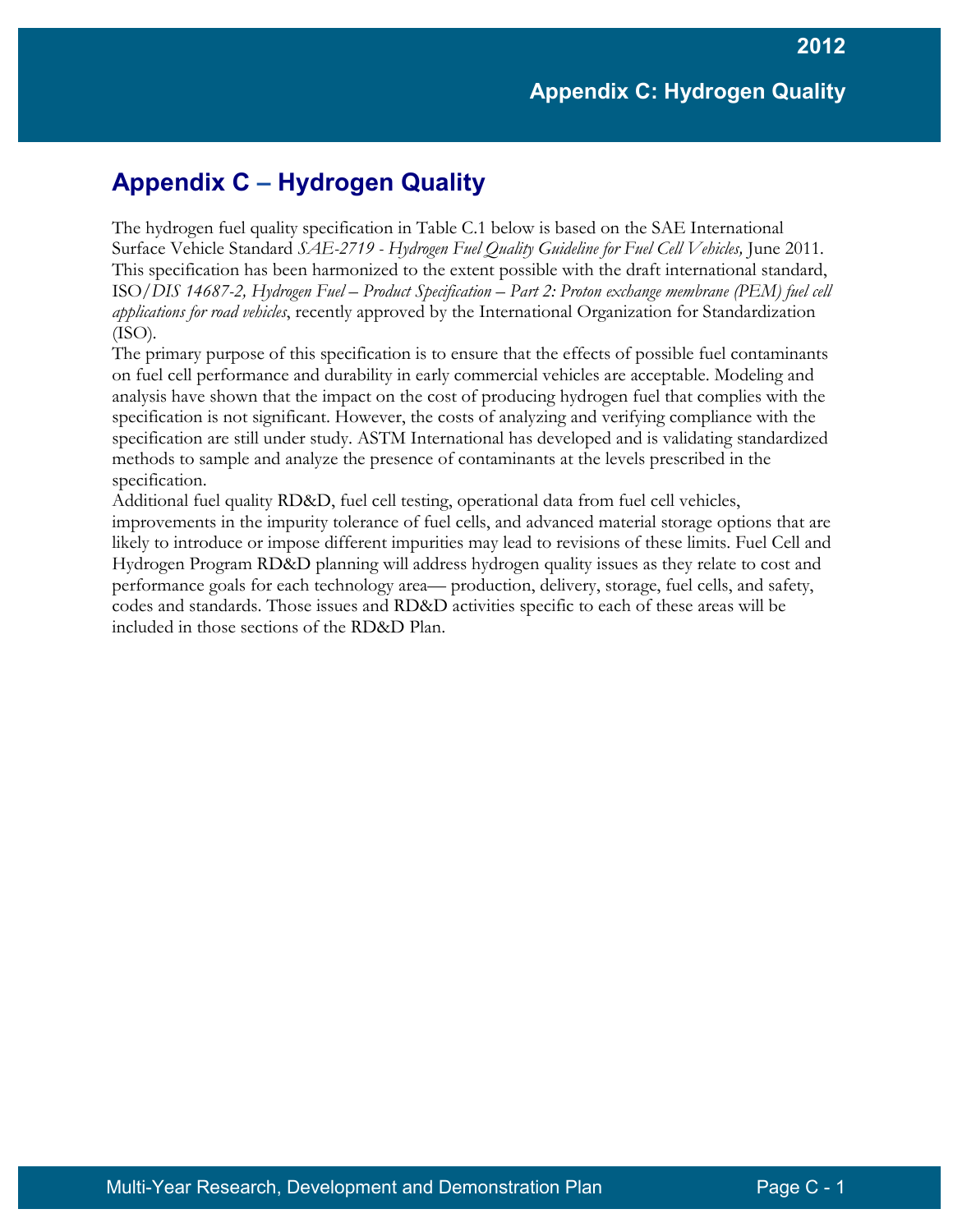# Appendix C – Hydrogen Quality

The hydrogen fuel quality specification in Table C.1 below is based on the SAE International Surface Vehicle Standard *SAE-2719 - Hydrogen Fuel Quality Guideline for Fuel Cell Vehicles,* June 2011. This specification has been harmonized to the extent possible with the draft international standard, ISO/*DIS 14687-2, Hydrogen Fuel – Product Specification – Part 2: Proton exchange membrane (PEM) fuel cell applications for road vehicles*, recently approved by the International Organization for Standardization (ISO).

The primary purpose of this specification is to ensure that the effects of possible fuel contaminants on fuel cell performance and durability in early commercial vehicles are acceptable. Modeling and analysis have shown that the impact on the cost of producing hydrogen fuel that complies with the specification is not significant. However, the costs of analyzing and verifying compliance with the specification are still under study. ASTM International has developed and is validating standardized methods to sample and analyze the presence of contaminants at the levels prescribed in the specification.

Additional fuel quality RD&D, fuel cell testing, operational data from fuel cell vehicles, improvements in the impurity tolerance of fuel cells, and advanced material storage options that are likely to introduce or impose different impurities may lead to revisions of these limits. Fuel Cell and Hydrogen Program RD&D planning will address hydrogen quality issues as they relate to cost and performance goals for each technology area— production, delivery, storage, fuel cells, and safety, codes and standards. Those issues and RD&D activities specific to each of these areas will be included in those sections of the RD&D Plan.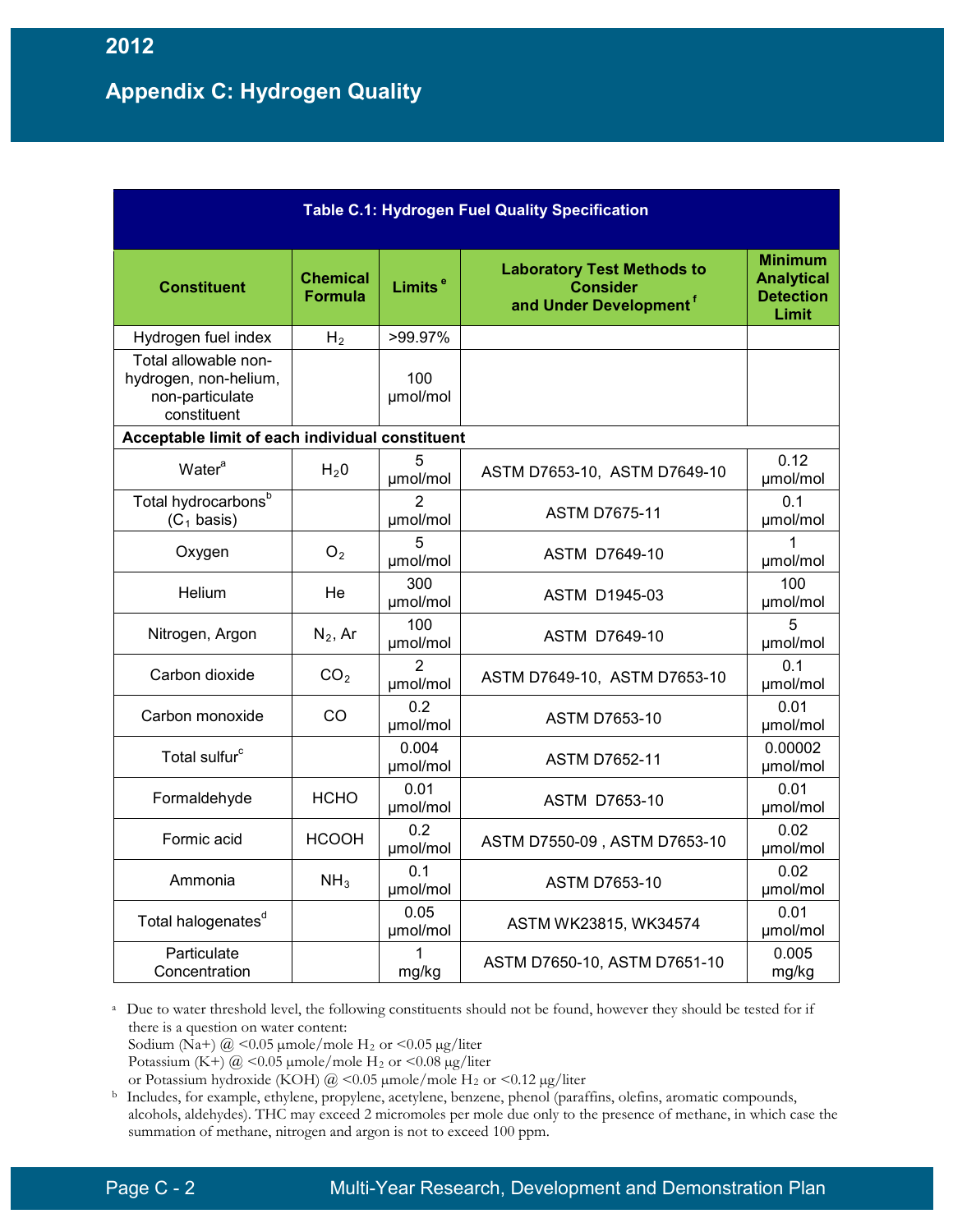## Appendix C: Hydrogen Quality

| Table C.1: Hydrogen Fuel Quality Specification | | | | |
|---|---|---|---|---|
| **Constituent** | **Chemical Formula** | **Limits** [e] | **Laboratory Test Methods to Consider and Under Development** [f] | **Minimum Analytical Detection Limit** |
| Hydrogen fuel index | $H_2$ | >99.97% | | |
| Total allowable non-hydrogen, non-helium, non-particulate constituent | | 100 µmol/mol | | |
| **Acceptable limit of each individual constituent** | | | | |
| Water[a] | $H_20$ | 5 µmol/mol | ASTM D7653-10, ASTM D7649-10 | 0.12 µmol/mol |
| Total hydrocarbons[b] ($C_1$ basis) | | 2 µmol/mol | ASTM D7675-11 | 0.1 µmol/mol |
| Oxygen | $O_2$ | 5 µmol/mol | ASTM D7649-10 | 1 µmol/mol |
| Helium | He | 300 µmol/mol | ASTM D1945-03 | 100 µmol/mol |
| Nitrogen, Argon | $N_2$, Ar | 100 µmol/mol | ASTM D7649-10 | 5 µmol/mol |
| Carbon dioxide | $CO_2$ | 2 µmol/mol | ASTM D7649-10, ASTM D7653-10 | 0.1 µmol/mol |
| Carbon monoxide | CO | 0.2 µmol/mol | ASTM D7653-10 | 0.01 µmol/mol |
| Total sulfur[c] | | 0.004 µmol/mol | ASTM D7652-11 | 0.00002 µmol/mol |
| Formaldehyde | HCHO | 0.01 µmol/mol | ASTM D7653-10 | 0.01 µmol/mol |
| Formic acid | HCOOH | 0.2 µmol/mol | ASTM D7550-09 , ASTM D7653-10 | 0.02 µmol/mol |
| Ammonia | $NH_3$ | 0.1 µmol/mol | ASTM D7653-10 | 0.02 µmol/mol |
| Total halogenates[d] | | 0.05 µmol/mol | ASTM WK23815, WK34574 | 0.01 µmol/mol |
| Particulate Concentration | | 1 mg/kg | ASTM D7650-10, ASTM D7651-10 | 0.005 mg/kg |

[a] Due to water threshold level, the following constituents should not be found, however they should be tested for if there is a question on water content:
Sodium (Na+) @ <0.05 µmole/mole $H_2$ or <0.05 µg/liter
Potassium (K+) @ <0.05 µmole/mole $H_2$ or <0.08 µg/liter
or Potassium hydroxide (KOH) @ <0.05 µmole/mole $H_2$ or <0.12 µg/liter

[b] Includes, for example, ethylene, propylene, acetylene, benzene, phenol (paraffins, olefins, aromatic compounds, alcohols, aldehydes). THC may exceed 2 micromoles per mole due only to the presence of methane, in which case the summation of methane, nitrogen and argon is not to exceed 100 ppm.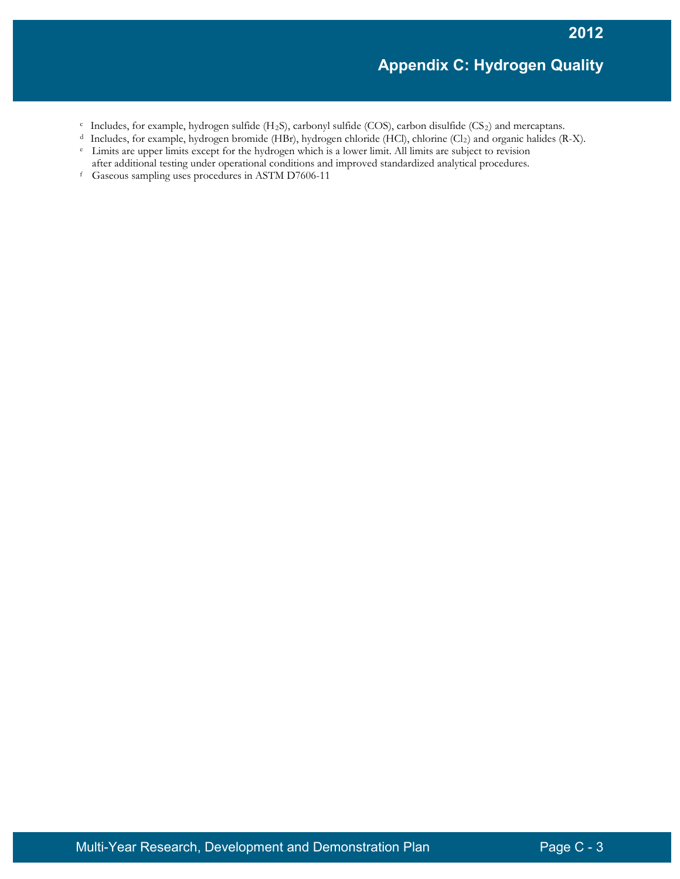[c] Includes, for example, hydrogen sulfide ($H_2S$), carbonyl sulfide (COS), carbon disulfide ($CS_2$) and mercaptans.

[d] Includes, for example, hydrogen bromide (HBr), hydrogen chloride (HCl), chlorine ($Cl_2$) and organic halides (R-X).

[e] Limits are upper limits except for the hydrogen which is a lower limit. All limits are subject to revision after additional testing under operational conditions and improved standardized analytical procedures.

[f] Gaseous sampling uses procedures in ASTM D7606-11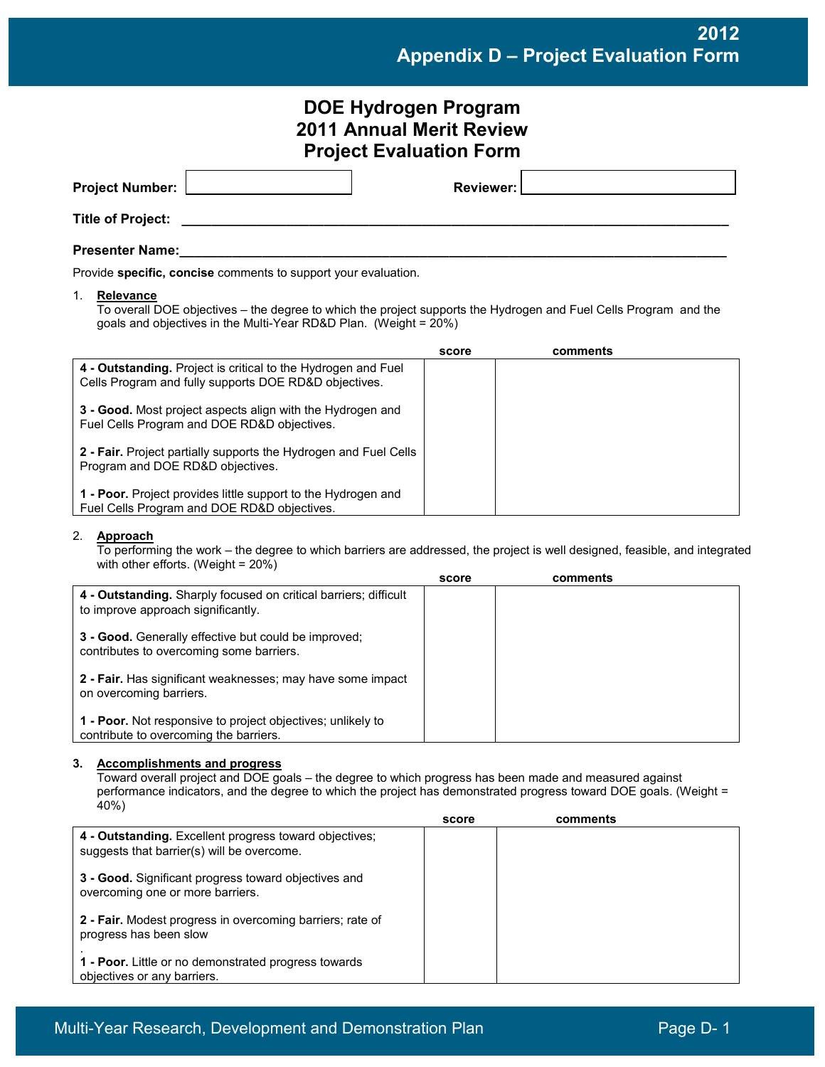# DOE Hydrogen Program
# 2011 Annual Merit Review
# Project Evaluation Form

**Project Number:** ____________ **Reviewer:** ____________

**Title of Project:** ______________________________________________

**Presenter Name:** ______________________________________________

Provide **specific, concise** comments to support your evaluation.

1. **Relevance**
   To overall DOE objectives – the degree to which the project supports the Hydrogen and Fuel Cells Program and the goals and objectives in the Multi-Year RD&D Plan. (Weight = 20%)

| | score | comments |
|---|---|---|
| **4 - Outstanding.** Project is critical to the Hydrogen and Fuel Cells Program and fully supports DOE RD&D objectives.<br><br>**3 - Good.** Most project aspects align with the Hydrogen and Fuel Cells Program and DOE RD&D objectives.<br><br>**2 - Fair.** Project partially supports the Hydrogen and Fuel Cells Program and DOE RD&D objectives.<br><br>**1 - Poor.** Project provides little support to the Hydrogen and Fuel Cells Program and DOE RD&D objectives. | | |

2. **Approach**
   To performing the work – the degree to which barriers are addressed, the project is well designed, feasible, and integrated with other efforts. (Weight = 20%)

| | score | comments |
|---|---|---|
| **4 - Outstanding.** Sharply focused on critical barriers; difficult to improve approach significantly.<br><br>**3 - Good.** Generally effective but could be improved; contributes to overcoming some barriers.<br><br>**2 - Fair.** Has significant weaknesses; may have some impact on overcoming barriers.<br><br>**1 - Poor.** Not responsive to project objectives; unlikely to contribute to overcoming the barriers. | | |

3. **Accomplishments and progress**
   Toward overall project and DOE goals – the degree to which progress has been made and measured against performance indicators, and the degree to which the project has demonstrated progress toward DOE goals. (Weight = 40%)

| | score | comments |
|---|---|---|
| **4 - Outstanding.** Excellent progress toward objectives; suggests that barrier(s) will be overcome.<br><br>**3 - Good.** Significant progress toward objectives and overcoming one or more barriers.<br><br>**2 - Fair.** Modest progress in overcoming barriers; rate of progress has been slow<br>.<br>**1 - Poor.** Little or no demonstrated progress towards objectives or any barriers. | | |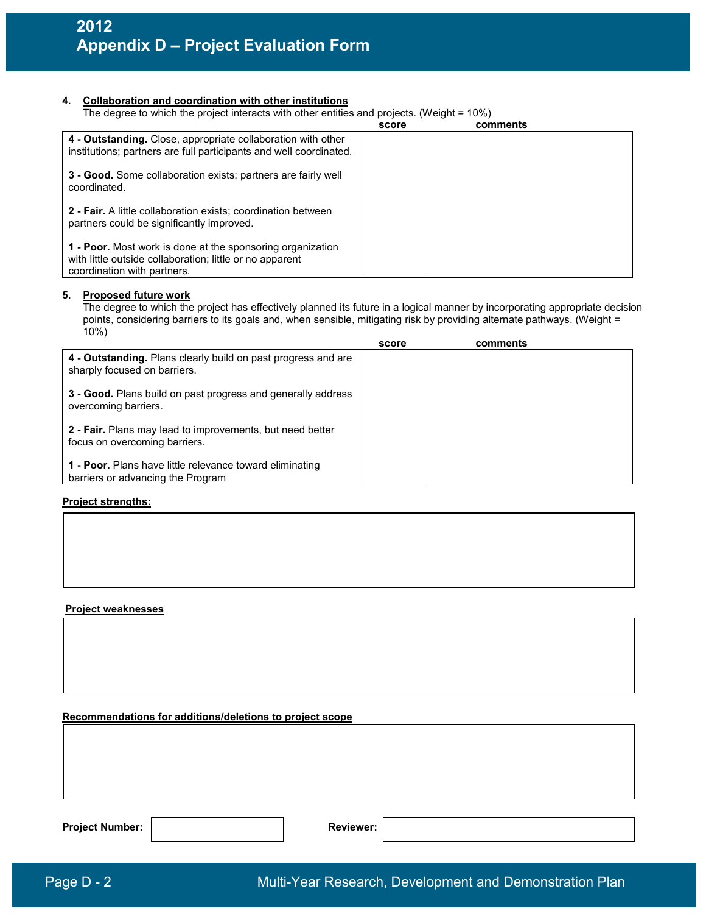4. **Collaboration and coordination with other institutions**
   The degree to which the project interacts with other entities and projects. (Weight = 10%)

| | score | comments |
|---|---|---|
| **4 - Outstanding.** Close, appropriate collaboration with other institutions; partners are full participants and well coordinated.<br><br>**3 - Good.** Some collaboration exists; partners are fairly well coordinated.<br><br>**2 - Fair.** A little collaboration exists; coordination between partners could be significantly improved.<br><br>**1 - Poor.** Most work is done at the sponsoring organization with little outside collaboration; little or no apparent coordination with partners. | | |

5. **Proposed future work**
   The degree to which the project has effectively planned its future in a logical manner by incorporating appropriate decision points, considering barriers to its goals and, when sensible, mitigating risk by providing alternate pathways. (Weight = 10%)

| | score | comments |
|---|---|---|
| **4 - Outstanding.** Plans clearly build on past progress and are sharply focused on barriers.<br><br>**3 - Good.** Plans build on past progress and generally address overcoming barriers.<br><br>**2 - Fair.** Plans may lead to improvements, but need better focus on overcoming barriers.<br><br>**1 - Poor.** Plans have little relevance toward eliminating barriers or advancing the Program | | |

**Project strengths:**

**Project weaknesses**

**Recommendations for additions/deletions to project scope**

**Project Number:** ____________ **Reviewer:** ____________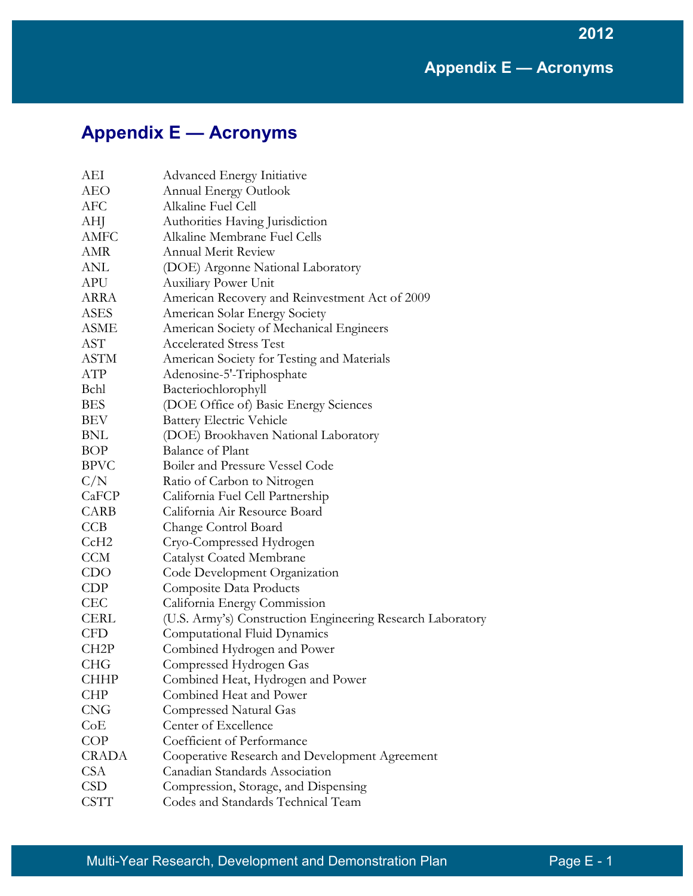# Appendix E — Acronyms

| | |
|---|---|
| AEI | Advanced Energy Initiative |
| AEO | Annual Energy Outlook |
| AFC | Alkaline Fuel Cell |
| AHJ | Authorities Having Jurisdiction |
| AMFC | Alkaline Membrane Fuel Cells |
| AMR | Annual Merit Review |
| ANL | (DOE) Argonne National Laboratory |
| APU | Auxiliary Power Unit |
| ARRA | American Recovery and Reinvestment Act of 2009 |
| ASES | American Solar Energy Society |
| ASME | American Society of Mechanical Engineers |
| AST | Accelerated Stress Test |
| ASTM | American Society for Testing and Materials |
| ATP | Adenosine-5'-Triphosphate |
| Bchl | Bacteriochlorophyll |
| BES | (DOE Office of) Basic Energy Sciences |
| BEV | Battery Electric Vehicle |
| BNL | (DOE) Brookhaven National Laboratory |
| BOP | Balance of Plant |
| BPVC | Boiler and Pressure Vessel Code |
| C/N | Ratio of Carbon to Nitrogen |
| CaFCP | California Fuel Cell Partnership |
| CARB | California Air Resource Board |
| CCB | Change Control Board |
| CcH2 | Cryo-Compressed Hydrogen |
| CCM | Catalyst Coated Membrane |
| CDO | Code Development Organization |
| CDP | Composite Data Products |
| CEC | California Energy Commission |
| CERL | (U.S. Army's) Construction Engineering Research Laboratory |
| CFD | Computational Fluid Dynamics |
| CH2P | Combined Hydrogen and Power |
| CHG | Compressed Hydrogen Gas |
| CHHP | Combined Heat, Hydrogen and Power |
| CHP | Combined Heat and Power |
| CNG | Compressed Natural Gas |
| CoE | Center of Excellence |
| COP | Coefficient of Performance |
| CRADA | Cooperative Research and Development Agreement |
| CSA | Canadian Standards Association |
| CSD | Compression, Storage, and Dispensing |
| CSTT | Codes and Standards Technical Team |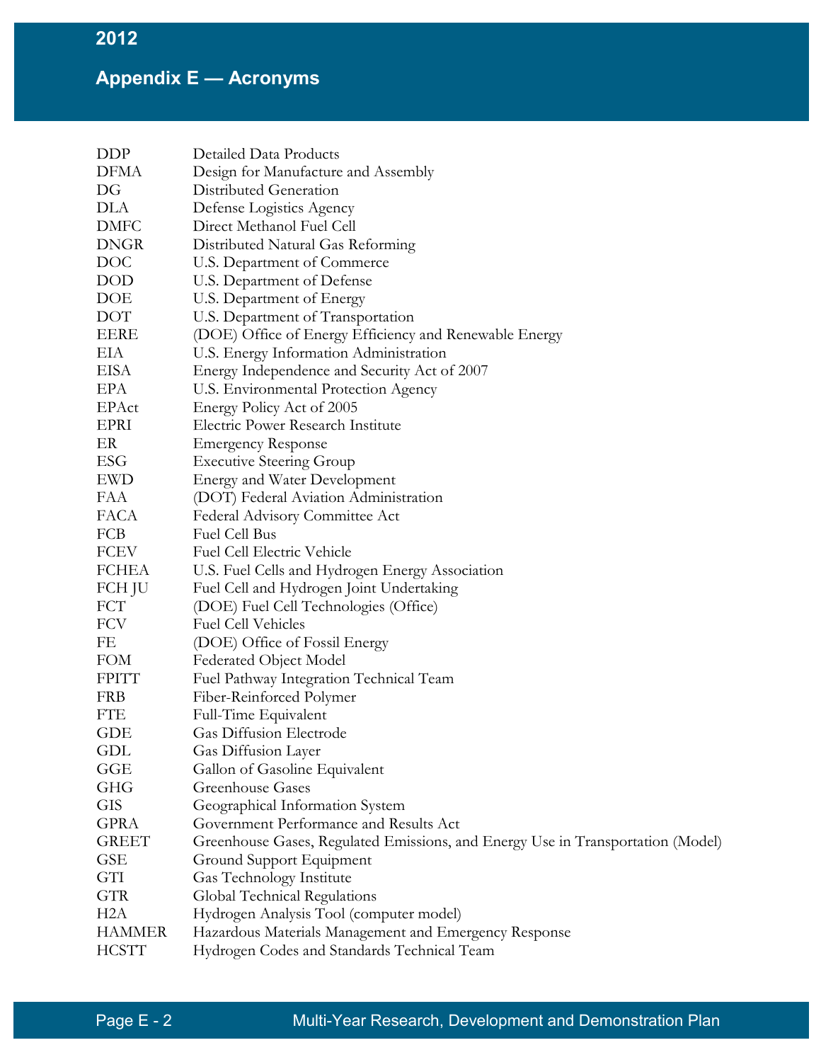## Appendix E — Acronyms

| | |
|---|---|
| DDP | Detailed Data Products |
| DFMA | Design for Manufacture and Assembly |
| DG | Distributed Generation |
| DLA | Defense Logistics Agency |
| DMFC | Direct Methanol Fuel Cell |
| DNGR | Distributed Natural Gas Reforming |
| DOC | U.S. Department of Commerce |
| DOD | U.S. Department of Defense |
| DOE | U.S. Department of Energy |
| DOT | U.S. Department of Transportation |
| EERE | (DOE) Office of Energy Efficiency and Renewable Energy |
| EIA | U.S. Energy Information Administration |
| EISA | Energy Independence and Security Act of 2007 |
| EPA | U.S. Environmental Protection Agency |
| EPAct | Energy Policy Act of 2005 |
| EPRI | Electric Power Research Institute |
| ER | Emergency Response |
| ESG | Executive Steering Group |
| EWD | Energy and Water Development |
| FAA | (DOT) Federal Aviation Administration |
| FACA | Federal Advisory Committee Act |
| FCB | Fuel Cell Bus |
| FCEV | Fuel Cell Electric Vehicle |
| FCHEA | U.S. Fuel Cells and Hydrogen Energy Association |
| FCH JU | Fuel Cell and Hydrogen Joint Undertaking |
| FCT | (DOE) Fuel Cell Technologies (Office) |
| FCV | Fuel Cell Vehicles |
| FE | (DOE) Office of Fossil Energy |
| FOM | Federated Object Model |
| FPITT | Fuel Pathway Integration Technical Team |
| FRB | Fiber-Reinforced Polymer |
| FTE | Full-Time Equivalent |
| GDE | Gas Diffusion Electrode |
| GDL | Gas Diffusion Layer |
| GGE | Gallon of Gasoline Equivalent |
| GHG | Greenhouse Gases |
| GIS | Geographical Information System |
| GPRA | Government Performance and Results Act |
| GREET | Greenhouse Gases, Regulated Emissions, and Energy Use in Transportation (Model) |
| GSE | Ground Support Equipment |
| GTI | Gas Technology Institute |
| GTR | Global Technical Regulations |
| H2A | Hydrogen Analysis Tool (computer model) |
| HAMMER | Hazardous Materials Management and Emergency Response |
| HCSTT | Hydrogen Codes and Standards Technical Team |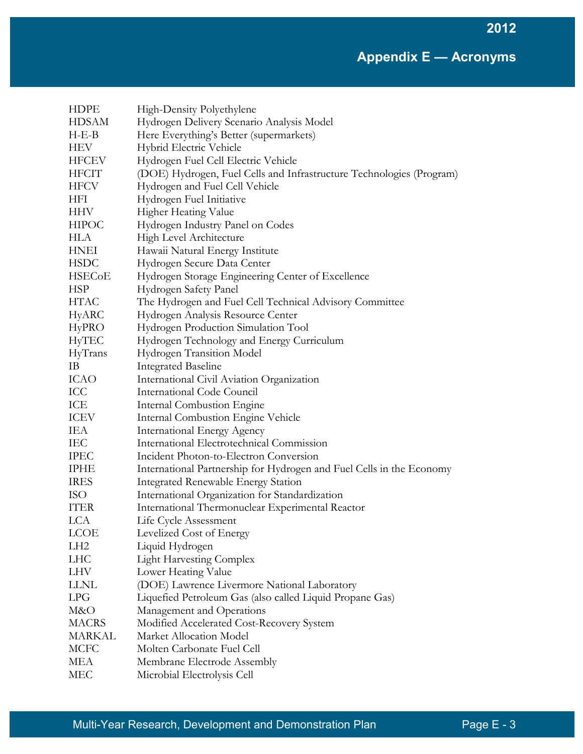## Appendix E — Acronyms

| | |
|---|---|
| HDPE | High-Density Polyethylene |
| HDSAM | Hydrogen Delivery Scenario Analysis Model |
| H-E-B | Here Everything's Better (supermarkets) |
| HEV | Hybrid Electric Vehicle |
| HFCEV | Hydrogen Fuel Cell Electric Vehicle |
| HFCIT | (DOE) Hydrogen, Fuel Cells and Infrastructure Technologies (Program) |
| HFCV | Hydrogen and Fuel Cell Vehicle |
| HFI | Hydrogen Fuel Initiative |
| HHV | Higher Heating Value |
| HIPOC | Hydrogen Industry Panel on Codes |
| HLA | High Level Architecture |
| HNEI | Hawaii Natural Energy Institute |
| HSDC | Hydrogen Secure Data Center |
| HSECoE | Hydrogen Storage Engineering Center of Excellence |
| HSP | Hydrogen Safety Panel |
| HTAC | The Hydrogen and Fuel Cell Technical Advisory Committee |
| HyARC | Hydrogen Analysis Resource Center |
| HyPRO | Hydrogen Production Simulation Tool |
| HyTEC | Hydrogen Technology and Energy Curriculum |
| HyTrans | Hydrogen Transition Model |
| IB | Integrated Baseline |
| ICAO | International Civil Aviation Organization |
| ICC | International Code Council |
| ICE | Internal Combustion Engine |
| ICEV | Internal Combustion Engine Vehicle |
| IEA | International Energy Agency |
| IEC | International Electrotechnical Commission |
| IPEC | Incident Photon-to-Electron Conversion |
| IPHE | International Partnership for Hydrogen and Fuel Cells in the Economy |
| IRES | Integrated Renewable Energy Station |
| ISO | International Organization for Standardization |
| ITER | International Thermonuclear Experimental Reactor |
| LCA | Life Cycle Assessment |
| LCOE | Levelized Cost of Energy |
| LH2 | Liquid Hydrogen |
| LHC | Light Harvesting Complex |
| LHV | Lower Heating Value |
| LLNL | (DOE) Lawrence Livermore National Laboratory |
| LPG | Liquefied Petroleum Gas (also called Liquid Propane Gas) |
| M&O | Management and Operations |
| MACRS | Modified Accelerated Cost-Recovery System |
| MARKAL | Market Allocation Model |
| MCFC | Molten Carbonate Fuel Cell |
| MEA | Membrane Electrode Assembly |
| MEC | Microbial Electrolysis Cell |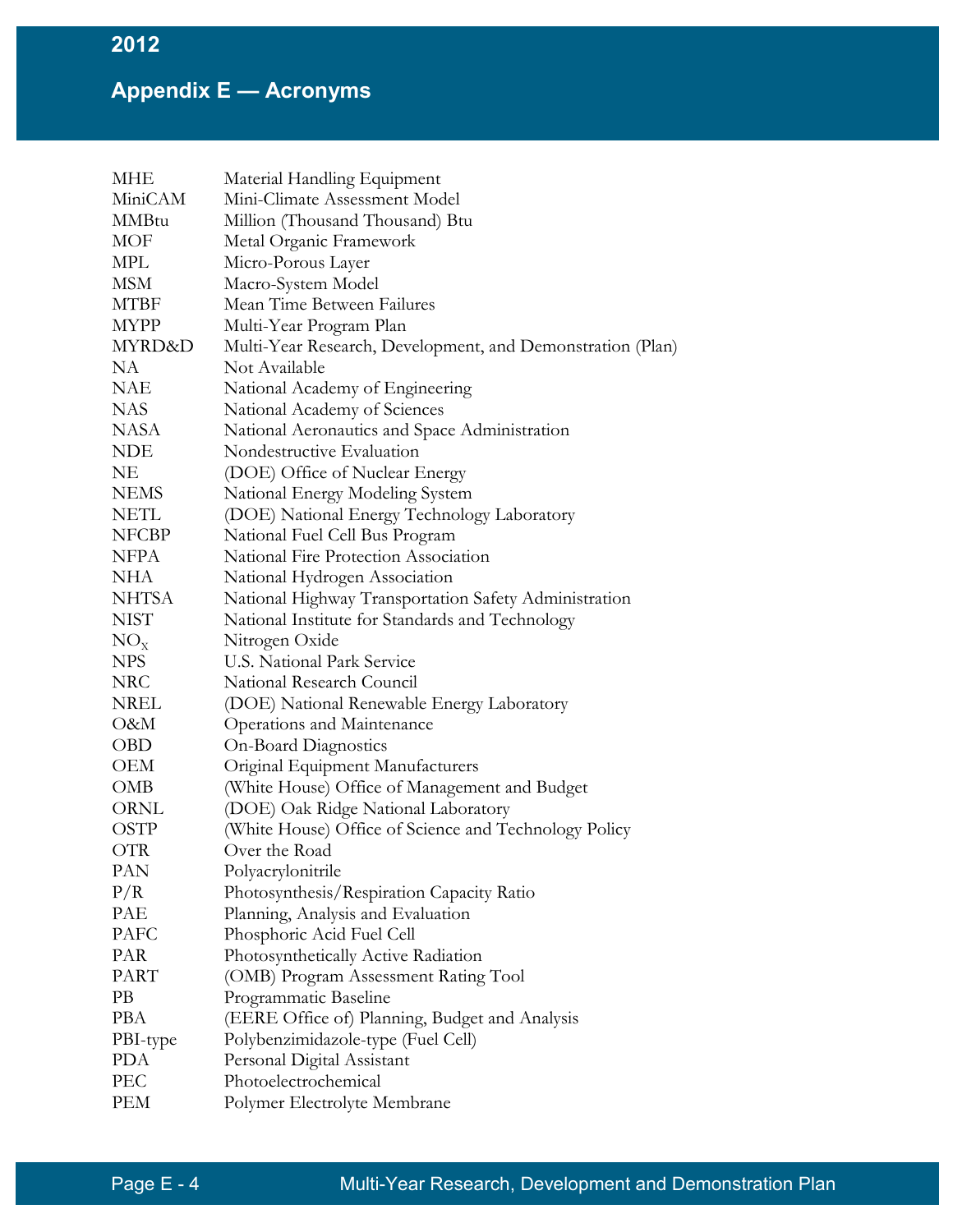| | |
|---|---|
| MHE | Material Handling Equipment |
| MiniCAM | Mini-Climate Assessment Model |
| MMBtu | Million (Thousand Thousand) Btu |
| MOF | Metal Organic Framework |
| MPL | Micro-Porous Layer |
| MSM | Macro-System Model |
| MTBF | Mean Time Between Failures |
| MYPP | Multi-Year Program Plan |
| MYRD&D | Multi-Year Research, Development, and Demonstration (Plan) |
| NA | Not Available |
| NAE | National Academy of Engineering |
| NAS | National Academy of Sciences |
| NASA | National Aeronautics and Space Administration |
| NDE | Nondestructive Evaluation |
| NE | (DOE) Office of Nuclear Energy |
| NEMS | National Energy Modeling System |
| NETL | (DOE) National Energy Technology Laboratory |
| NFCBP | National Fuel Cell Bus Program |
| NFPA | National Fire Protection Association |
| NHA | National Hydrogen Association |
| NHTSA | National Highway Transportation Safety Administration |
| NIST | National Institute for Standards and Technology |
| $NO_x$ | Nitrogen Oxide |
| NPS | U.S. National Park Service |
| NRC | National Research Council |
| NREL | (DOE) National Renewable Energy Laboratory |
| O&M | Operations and Maintenance |
| OBD | On-Board Diagnostics |
| OEM | Original Equipment Manufacturers |
| OMB | (White House) Office of Management and Budget |
| ORNL | (DOE) Oak Ridge National Laboratory |
| OSTP | (White House) Office of Science and Technology Policy |
| OTR | Over the Road |
| PAN | Polyacrylonitrile |
| P/R | Photosynthesis/Respiration Capacity Ratio |
| PAE | Planning, Analysis and Evaluation |
| PAFC | Phosphoric Acid Fuel Cell |
| PAR | Photosynthetically Active Radiation |
| PART | (OMB) Program Assessment Rating Tool |
| PB | Programmatic Baseline |
| PBA | (EERE Office of) Planning, Budget and Analysis |
| PBI-type | Polybenzimidazole-type (Fuel Cell) |
| PDA | Personal Digital Assistant |
| PEC | Photoelectrochemical |
| PEM | Polymer Electrolyte Membrane |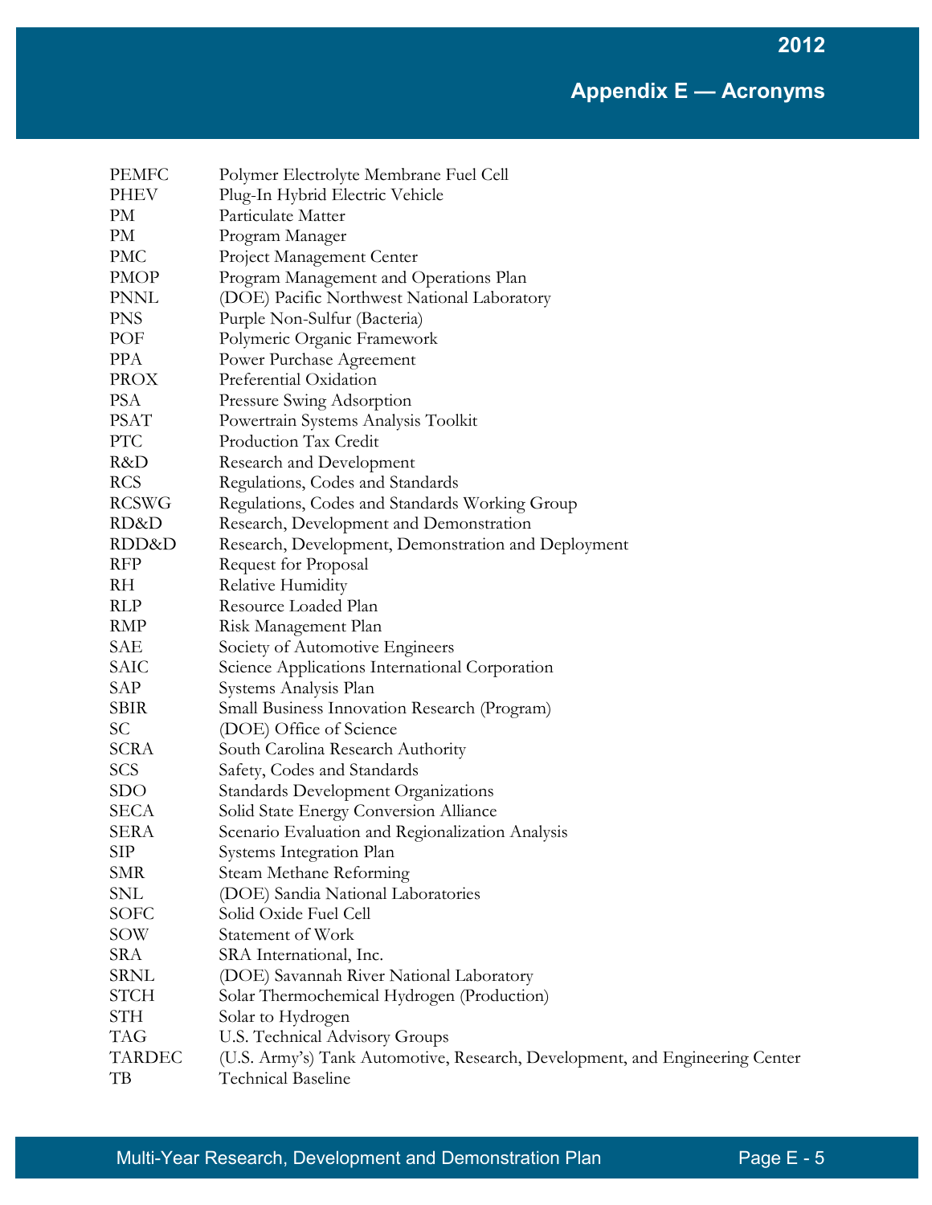## Appendix E — Acronyms

| | |
|---|---|
| PEMFC | Polymer Electrolyte Membrane Fuel Cell |
| PHEV | Plug-In Hybrid Electric Vehicle |
| PM | Particulate Matter |
| PM | Program Manager |
| PMC | Project Management Center |
| PMOP | Program Management and Operations Plan |
| PNNL | (DOE) Pacific Northwest National Laboratory |
| PNS | Purple Non-Sulfur (Bacteria) |
| POF | Polymeric Organic Framework |
| PPA | Power Purchase Agreement |
| PROX | Preferential Oxidation |
| PSA | Pressure Swing Adsorption |
| PSAT | Powertrain Systems Analysis Toolkit |
| PTC | Production Tax Credit |
| R&D | Research and Development |
| RCS | Regulations, Codes and Standards |
| RCSWG | Regulations, Codes and Standards Working Group |
| RD&D | Research, Development and Demonstration |
| RDD&D | Research, Development, Demonstration and Deployment |
| RFP | Request for Proposal |
| RH | Relative Humidity |
| RLP | Resource Loaded Plan |
| RMP | Risk Management Plan |
| SAE | Society of Automotive Engineers |
| SAIC | Science Applications International Corporation |
| SAP | Systems Analysis Plan |
| SBIR | Small Business Innovation Research (Program) |
| SC | (DOE) Office of Science |
| SCRA | South Carolina Research Authority |
| SCS | Safety, Codes and Standards |
| SDO | Standards Development Organizations |
| SECA | Solid State Energy Conversion Alliance |
| SERA | Scenario Evaluation and Regionalization Analysis |
| SIP | Systems Integration Plan |
| SMR | Steam Methane Reforming |
| SNL | (DOE) Sandia National Laboratories |
| SOFC | Solid Oxide Fuel Cell |
| SOW | Statement of Work |
| SRA | SRA International, Inc. |
| SRNL | (DOE) Savannah River National Laboratory |
| STCH | Solar Thermochemical Hydrogen (Production) |
| STH | Solar to Hydrogen |
| TAG | U.S. Technical Advisory Groups |
| TARDEC | (U.S. Army's) Tank Automotive, Research, Development, and Engineering Center |
| TB | Technical Baseline |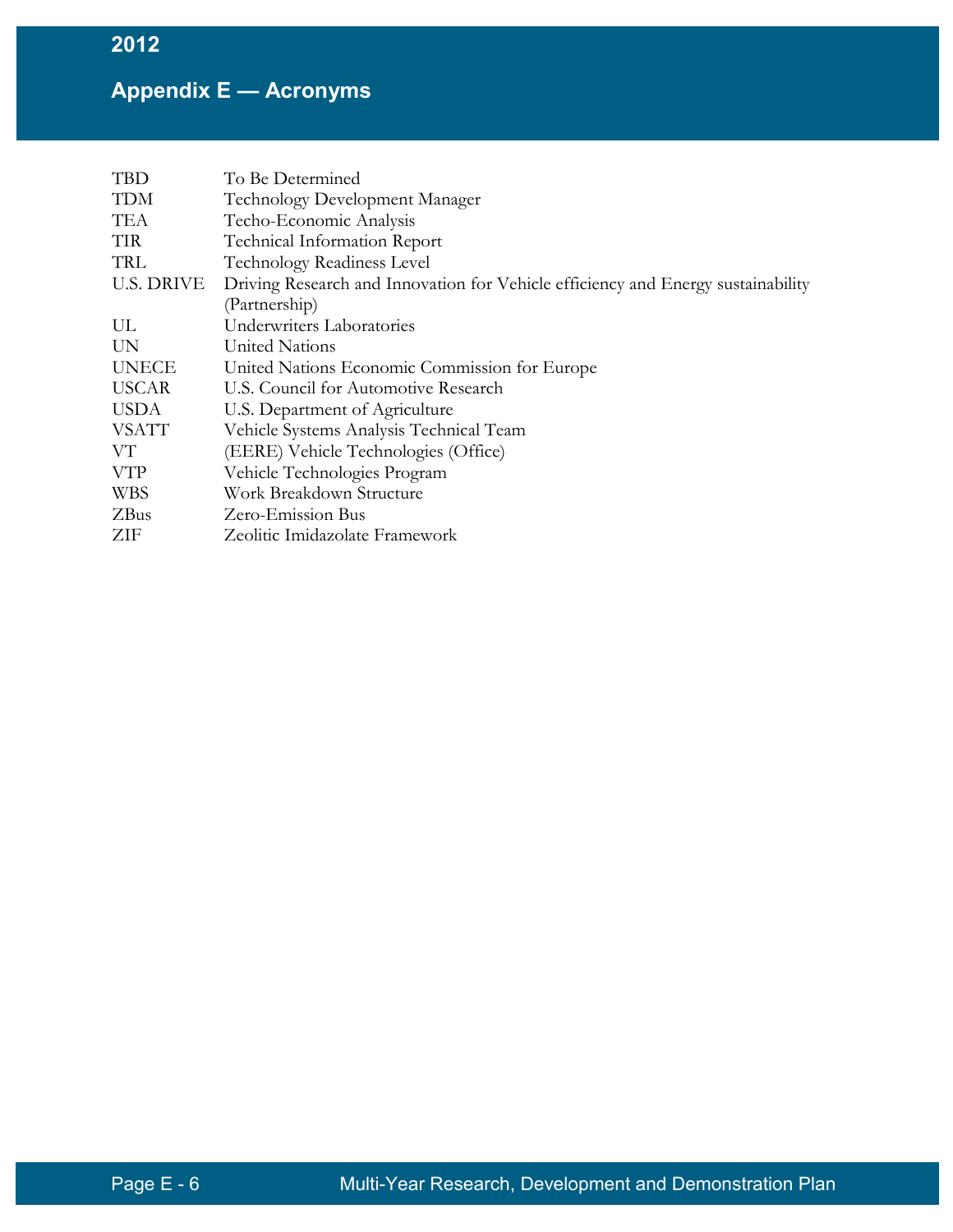## Appendix E — Acronyms

| | |
|---|---|
| TBD | To Be Determined |
| TDM | Technology Development Manager |
| TEA | Techo-Economic Analysis |
| TIR | Technical Information Report |
| TRL | Technology Readiness Level |
| U.S. DRIVE | Driving Research and Innovation for Vehicle efficiency and Energy sustainability (Partnership) |
| UL | Underwriters Laboratories |
| UN | United Nations |
| UNECE | United Nations Economic Commission for Europe |
| USCAR | U.S. Council for Automotive Research |
| USDA | U.S. Department of Agriculture |
| VSATT | Vehicle Systems Analysis Technical Team |
| VT | (EERE) Vehicle Technologies (Office) |
| VTP | Vehicle Technologies Program |
| WBS | Work Breakdown Structure |
| ZBus | Zero-Emission Bus |
| ZIF | Zeolitic Imidazolate Framework |